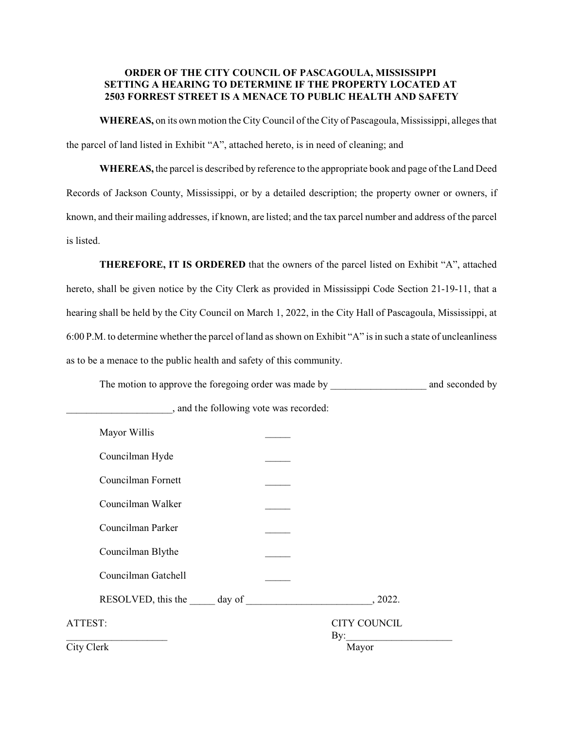**ORDER OF THE CITY COUNCIL OF PASCAGOULA, MISSISSIPPI SETTING A HEARING TO DETERMINE IF THE PROPERTY LOCATED AT 2503 FORREST STREET IS A MENACE TO PUBLIC HEALTH AND SAFETY**

**WHEREAS,** on its own motion the City Council of the City of Pascagoula, Mississippi, alleges that the parcel of land listed in Exhibit "A", attached hereto, is in need of cleaning; and

**WHEREAS,** the parcel is described by reference to the appropriate book and page of the Land Deed Records of Jackson County, Mississippi, or by a detailed description; the property owner or owners, if known, and their mailing addresses, if known, are listed; and the tax parcel number and address of the parcel is listed.

**THEREFORE, IT IS ORDERED** that the owners of the parcel listed on Exhibit "A", attached hereto, shall be given notice by the City Clerk as provided in Mississippi Code Section 21-19-11, that a hearing shall be held by the City Council on March 1, 2022, in the City Hall of Pascagoula, Mississippi, at 6:00 P.M. to determine whether the parcel of land as shown on Exhibit "A" is in such a state of uncleanliness as to be a menace to the public health and safety of this community.

The motion to approve the foregoing order was made by ___________________ and seconded by _____________________, and the following vote was recorded:

| | |
|---|---|
| Mayor Willis | _____ |
| Councilman Hyde | _____ |
| Councilman Fornett | _____ |
| Councilman Walker | _____ |
| Councilman Parker | _____ |
| Councilman Blythe | _____ |
| Councilman Gatchell | _____ |

RESOLVED, this the _____ day of _________________________, 2022.

ATTEST:

____________________
City Clerk

CITY COUNCIL

By:_____________________
Mayor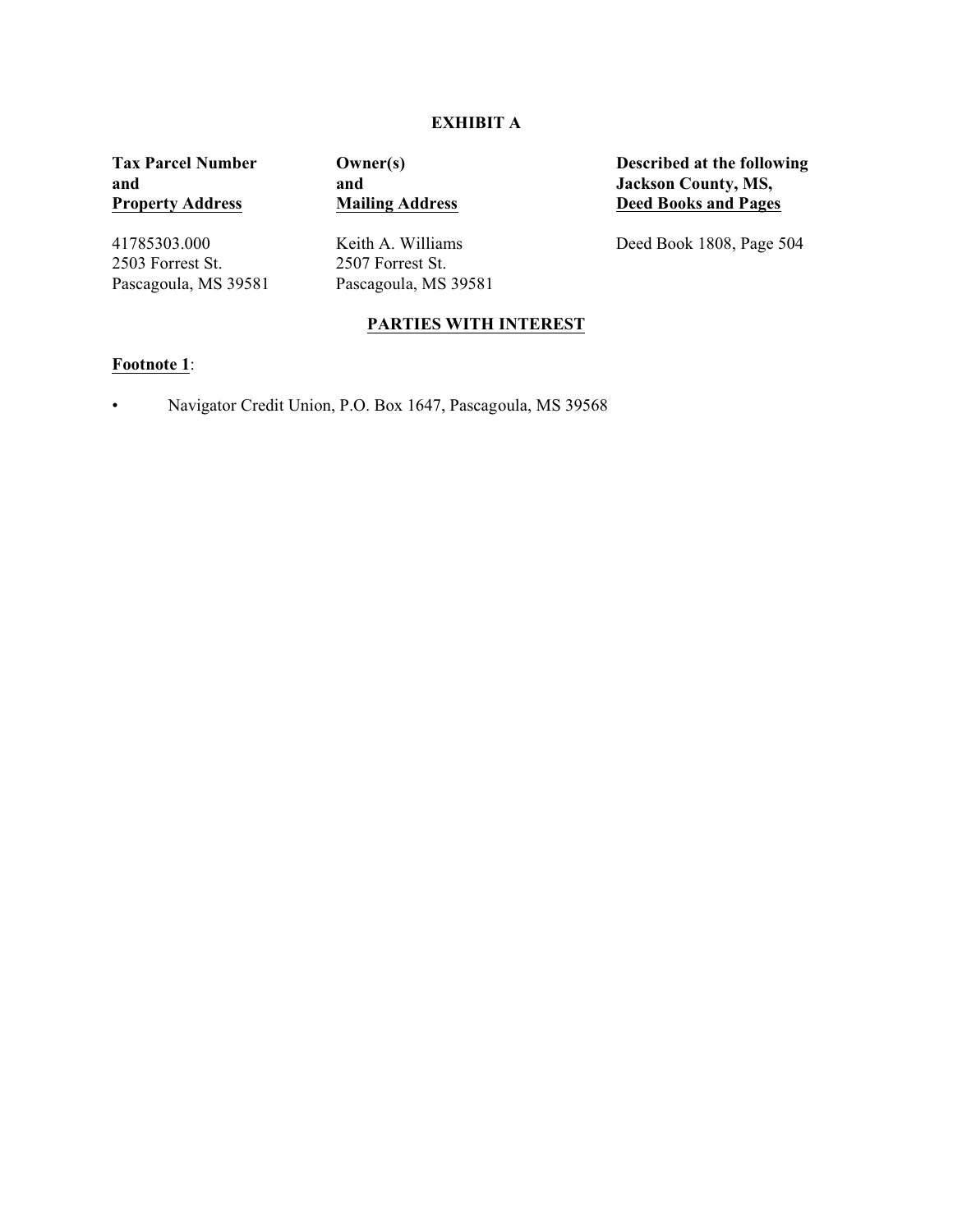# EXHIBIT A

| Tax Parcel Number and Property Address | Owner(s) and Mailing Address | Described at the following Jackson County, MS, Deed Books and Pages |
|---|---|---|
| 41785303.000<br>2503 Forrest St.<br>Pascagoula, MS 39581 | Keith A. Williams<br>2507 Forrest St.<br>Pascagoula, MS 39581 | Deed Book 1808, Page 504 |

## PARTIES WITH INTEREST

**Footnote 1**:

- Navigator Credit Union, P.O. Box 1647, Pascagoula, MS 39568